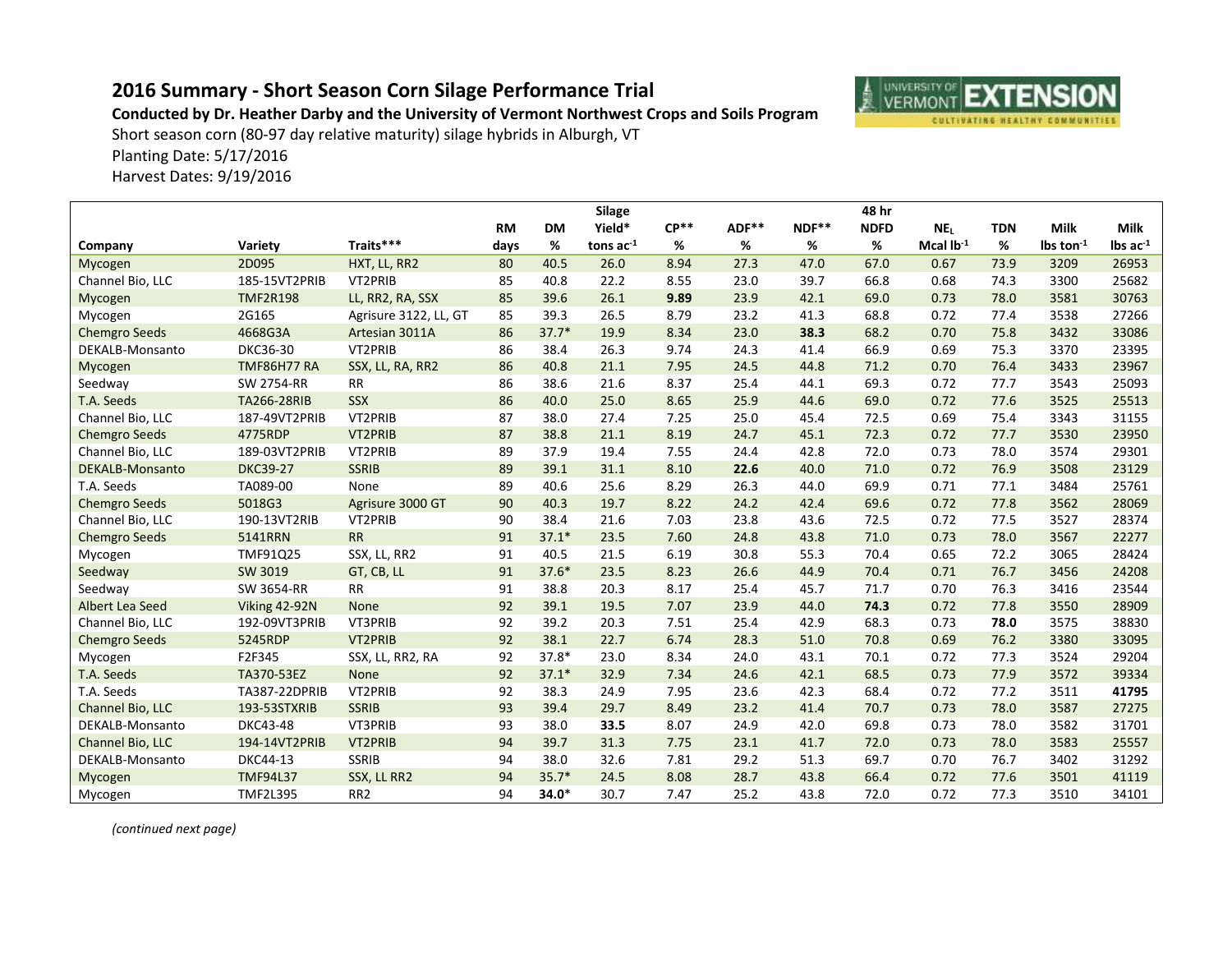## 2016 Summary - Short Season Corn Silage Performance Trial

**Conducted by Dr. Heather Darby and the University of Vermont Northwest Crops and Soils Program**

Short season corn (80-97 day relative maturity) silage hybrids in Alburgh, VT

Planting Date: 5/17/2016

Harvest Dates: 9/19/2016

| Company | Variety | Traits*** | RM days | DM % | Silage Yield* tons $ac^{-1}$ | CP** % | ADF** % | NDF** % | 48 hr NDFD % | $NE_L$ Mcal $lb^{-1}$ | TDN % | Milk lbs $ton^{-1}$ | Milk lbs $ac^{-1}$ |
|---|---|---|---|---|---|---|---|---|---|---|---|---|---|
| Mycogen | 2D095 | HXT, LL, RR2 | 80 | 40.5 | 26.0 | 8.94 | 27.3 | 47.0 | 67.0 | 0.67 | 73.9 | 3209 | 26953 |
| Channel Bio, LLC | 185-15VT2PRIB | VT2PRIB | 85 | 40.8 | 22.2 | 8.55 | 23.0 | 39.7 | 66.8 | 0.68 | 74.3 | 3300 | 25682 |
| Mycogen | TMF2R198 | LL, RR2, RA, SSX | 85 | 39.6 | 26.1 | **9.89** | 23.9 | 42.1 | 69.0 | 0.73 | 78.0 | 3581 | 30763 |
| Mycogen | 2G165 | Agrisure 3122, LL, GT | 85 | 39.3 | 26.5 | 8.79 | 23.2 | 41.3 | 68.8 | 0.72 | 77.4 | 3538 | 27266 |
| Chemgro Seeds | 4668G3A | Artesian 3011A | 86 | 37.7* | 19.9 | 8.34 | 23.0 | **38.3** | 68.2 | 0.70 | 75.8 | 3432 | 33086 |
| DEKALB-Monsanto | DKC36-30 | VT2PRIB | 86 | 38.4 | 26.3 | 9.74 | 24.3 | 41.4 | 66.9 | 0.69 | 75.3 | 3370 | 23395 |
| Mycogen | TMF86H77 RA | SSX, LL, RA, RR2 | 86 | 40.8 | 21.1 | 7.95 | 24.5 | 44.8 | 71.2 | 0.70 | 76.4 | 3433 | 23967 |
| Seedway | SW 2754-RR | RR | 86 | 38.6 | 21.6 | 8.37 | 25.4 | 44.1 | 69.3 | 0.72 | 77.7 | 3543 | 25093 |
| T.A. Seeds | TA266-28RIB | SSX | 86 | 40.0 | 25.0 | 8.65 | 25.9 | 44.6 | 69.0 | 0.72 | 77.6 | 3525 | 25513 |
| Channel Bio, LLC | 187-49VT2PRIB | VT2PRIB | 87 | 38.0 | 27.4 | 7.25 | 25.0 | 45.4 | 72.5 | 0.69 | 75.4 | 3343 | 31155 |
| Chemgro Seeds | 4775RDP | VT2PRIB | 87 | 38.8 | 21.1 | 8.19 | 24.7 | 45.1 | 72.3 | 0.72 | 77.7 | 3530 | 23950 |
| Channel Bio, LLC | 189-03VT2PRIB | VT2PRIB | 89 | 37.9 | 19.4 | 7.55 | 24.4 | 42.8 | 72.0 | 0.73 | 78.0 | 3574 | 29301 |
| DEKALB-Monsanto | DKC39-27 | SSRIB | 89 | 39.1 | 31.1 | 8.10 | **22.6** | 40.0 | 71.0 | 0.72 | 76.9 | 3508 | 23129 |
| T.A. Seeds | TA089-00 | None | 89 | 40.6 | 25.6 | 8.29 | 26.3 | 44.0 | 69.9 | 0.71 | 77.1 | 3484 | 25761 |
| Chemgro Seeds | 5018G3 | Agrisure 3000 GT | 90 | 40.3 | 19.7 | 8.22 | 24.2 | 42.4 | 69.6 | 0.72 | 77.8 | 3562 | 28069 |
| Channel Bio, LLC | 190-13VT2RIB | VT2PRIB | 90 | 38.4 | 21.6 | 7.03 | 23.8 | 43.6 | 72.5 | 0.72 | 77.5 | 3527 | 28374 |
| Chemgro Seeds | 5141RRN | RR | 91 | 37.1* | 23.5 | 7.60 | 24.8 | 43.8 | 71.0 | 0.73 | 78.0 | 3567 | 22277 |
| Mycogen | TMF91Q25 | SSX, LL, RR2 | 91 | 40.5 | 21.5 | 6.19 | 30.8 | 55.3 | 70.4 | 0.65 | 72.2 | 3065 | 28424 |
| Seedway | SW 3019 | GT, CB, LL | 91 | 37.6* | 23.5 | 8.23 | 26.6 | 44.9 | 70.4 | 0.71 | 76.7 | 3456 | 24208 |
| Seedway | SW 3654-RR | RR | 91 | 38.8 | 20.3 | 8.17 | 25.4 | 45.7 | 71.7 | 0.70 | 76.3 | 3416 | 23544 |
| Albert Lea Seed | Viking 42-92N | None | 92 | 39.1 | 19.5 | 7.07 | 23.9 | 44.0 | **74.3** | 0.72 | 77.8 | 3550 | 28909 |
| Channel Bio, LLC | 192-09VT3PRIB | VT3PRIB | 92 | 39.2 | 20.3 | 7.51 | 25.4 | 42.9 | 68.3 | 0.73 | **78.0** | 3575 | 38830 |
| Chemgro Seeds | 5245RDP | VT2PRIB | 92 | 38.1 | 22.7 | 6.74 | 28.3 | 51.0 | 70.8 | 0.69 | 76.2 | 3380 | 33095 |
| Mycogen | F2F345 | SSX, LL, RR2, RA | 92 | 37.8* | 23.0 | 8.34 | 24.0 | 43.1 | 70.1 | 0.72 | 77.3 | 3524 | 29204 |
| T.A. Seeds | TA370-53EZ | None | 92 | 37.1* | 32.9 | 7.34 | 24.6 | 42.1 | 68.5 | 0.73 | 77.9 | 3572 | 39334 |
| T.A. Seeds | TA387-22DPRIB | VT2PRIB | 92 | 38.3 | 24.9 | 7.95 | 23.6 | 42.3 | 68.4 | 0.72 | 77.2 | 3511 | **41795** |
| Channel Bio, LLC | 193-53STXRIB | SSRIB | 93 | 39.4 | 29.7 | 8.49 | 23.2 | 41.4 | 70.7 | 0.73 | 78.0 | 3587 | 27275 |
| DEKALB-Monsanto | DKC43-48 | VT3PRIB | 93 | 38.0 | **33.5** | 8.07 | 24.9 | 42.0 | 69.8 | 0.73 | 78.0 | 3582 | 31701 |
| Channel Bio, LLC | 194-14VT2PRIB | VT2PRIB | 94 | 39.7 | 31.3 | 7.75 | 23.1 | 41.7 | 72.0 | 0.73 | 78.0 | 3583 | 25557 |
| DEKALB-Monsanto | DKC44-13 | SSRIB | 94 | 38.0 | 32.6 | 7.81 | 29.2 | 51.3 | 69.7 | 0.70 | 76.7 | 3402 | 31292 |
| Mycogen | TMF94L37 | SSX, LL RR2 | 94 | 35.7* | 24.5 | 8.08 | 28.7 | 43.8 | 66.4 | 0.72 | 77.6 | 3501 | 41119 |
| Mycogen | TMF2L395 | RR2 | 94 | **34.0*** | 30.7 | 7.47 | 25.2 | 43.8 | 72.0 | 0.72 | 77.3 | 3510 | 34101 |

*(continued next page)*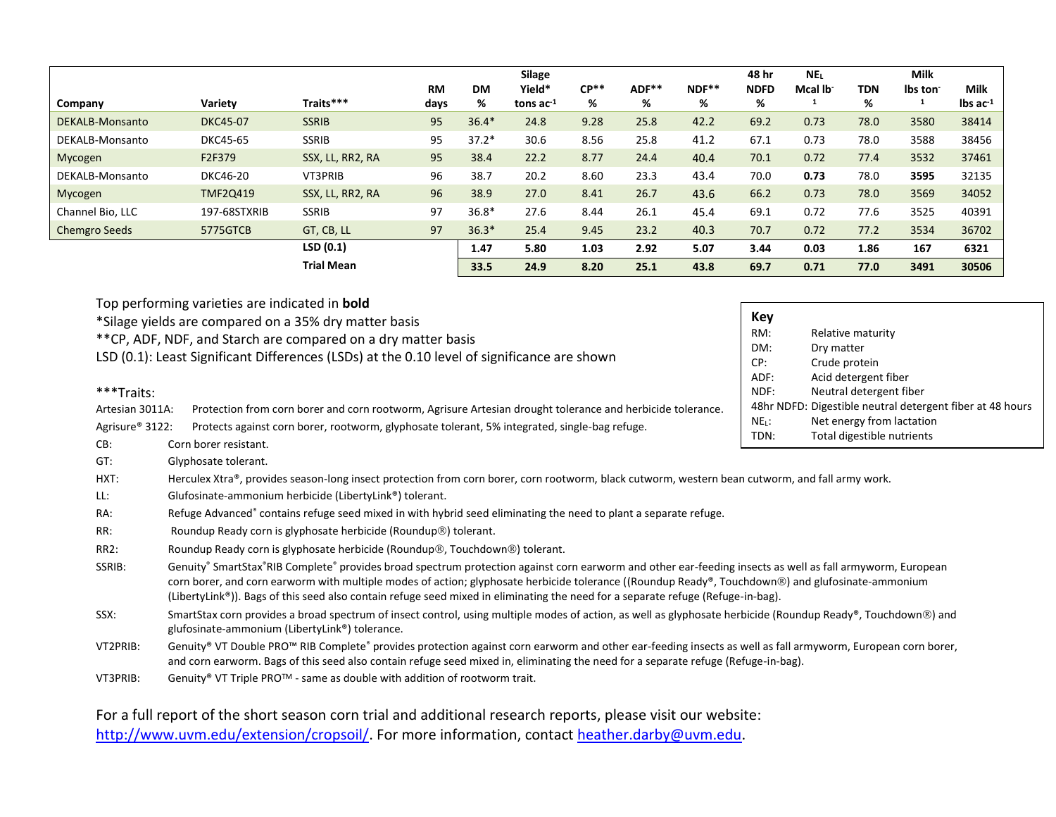| Company | Variety | Traits*** | RM days | DM % | Silage Yield* tons ac-1 | CP** % | ADF** % | NDF** % | 48 hr NDFD % | NE$_L$ Mcal lb-1 | TDN % | Milk lbs ton-1 | Milk lbs ac-1 |
|---|---|---|---|---|---|---|---|---|---|---|---|---|---|
| DEKALB-Monsanto | DKC45-07 | SSRIB | 95 | 36.4* | 24.8 | 9.28 | 25.8 | 42.2 | 69.2 | 0.73 | 78.0 | 3580 | 38414 |
| DEKALB-Monsanto | DKC45-65 | SSRIB | 95 | 37.2* | 30.6 | 8.56 | 25.8 | 41.2 | 67.1 | 0.73 | 78.0 | 3588 | 38456 |
| Mycogen | F2F379 | SSX, LL, RR2, RA | 95 | 38.4 | 22.2 | 8.77 | 24.4 | 40.4 | 70.1 | 0.72 | 77.4 | 3532 | 37461 |
| DEKALB-Monsanto | DKC46-20 | VT3PRIB | 96 | 38.7 | 20.2 | 8.60 | 23.3 | 43.4 | 70.0 | **0.73** | 78.0 | **3595** | 32135 |
| Mycogen | TMF2Q419 | SSX, LL, RR2, RA | 96 | 38.9 | 27.0 | 8.41 | 26.7 | 43.6 | 66.2 | 0.73 | 78.0 | 3569 | 34052 |
| Channel Bio, LLC | 197-68STXRIB | SSRIB | 97 | 36.8* | 27.6 | 8.44 | 26.1 | 45.4 | 69.1 | 0.72 | 77.6 | 3525 | 40391 |
| Chemgro Seeds | 5775GTCB | GT, CB, LL | 97 | 36.3* | 25.4 | 9.45 | 23.2 | 40.3 | 70.7 | 0.72 | 77.2 | 3534 | 36702 |
| | | **LSD (0.1)** | | **1.47** | **5.80** | **1.03** | **2.92** | **5.07** | **3.44** | **0.03** | **1.86** | **167** | **6321** |
| | | **Trial Mean** | | **33.5** | **24.9** | **8.20** | **25.1** | **43.8** | **69.7** | **0.71** | **77.0** | **3491** | **30506** |

Top performing varieties are indicated in **bold**

*Silage yields are compared on a 35% dry matter basis

**CP, ADF, NDF, and Starch are compared on a dry matter basis

LSD (0.1): Least Significant Differences (LSDs) at the 0.10 level of significance are shown

**Key**

RM: Relative maturity
DM: Dry matter
CP: Crude protein
ADF: Acid detergent fiber
NDF: Neutral detergent fiber
48hr NDFD: Digestible neutral detergent fiber at 48 hours
NE$_L$: Net energy from lactation
TDN: Total digestible nutrients

***Traits:

Artesian 3011A: Protection from corn borer and corn rootworm, Agrisure Artesian drought tolerance and herbicide tolerance.

Agrisure® 3122: Protects against corn borer, rootworm, glyphosate tolerant, 5% integrated, single-bag refuge.

CB: Corn borer resistant.

GT: Glyphosate tolerant.

HXT: Herculex Xtra®, provides season-long insect protection from corn borer, corn rootworm, black cutworm, western bean cutworm, and fall army work.

LL: Glufosinate-ammonium herbicide (LibertyLink®) tolerant.

RA: Refuge Advanced® contains refuge seed mixed in with hybrid seed eliminating the need to plant a separate refuge.

RR: Roundup Ready corn is glyphosate herbicide (Roundup®) tolerant.

RR2: Roundup Ready corn is glyphosate herbicide (Roundup®, Touchdown®) tolerant.

SSRIB: Genuity® SmartStax®RIB Complete® provides broad spectrum protection against corn earworm and other ear-feeding insects as well as fall armyworm, European corn borer, and corn earworm with multiple modes of action; glyphosate herbicide tolerance ((Roundup Ready®, Touchdown®) and glufosinate-ammonium (LibertyLink®)). Bags of this seed also contain refuge seed mixed in eliminating the need for a separate refuge (Refuge-in-bag).

SSX: SmartStax corn provides a broad spectrum of insect control, using multiple modes of action, as well as glyphosate herbicide (Roundup Ready®, Touchdown®) and glufosinate-ammonium (LibertyLink®) tolerance.

VT2PRIB: Genuity® VT Double PRO™ RIB Complete® provides protection against corn earworm and other ear-feeding insects as well as fall armyworm, European corn borer, and corn earworm. Bags of this seed also contain refuge seed mixed in, eliminating the need for a separate refuge (Refuge-in-bag).

VT3PRIB: Genuity® VT Triple PRO™ - same as double with addition of rootworm trait.

For a full report of the short season corn trial and additional research reports, please visit our website: http://www.uvm.edu/extension/cropsoil/. For more information, contact heather.darby@uvm.edu.